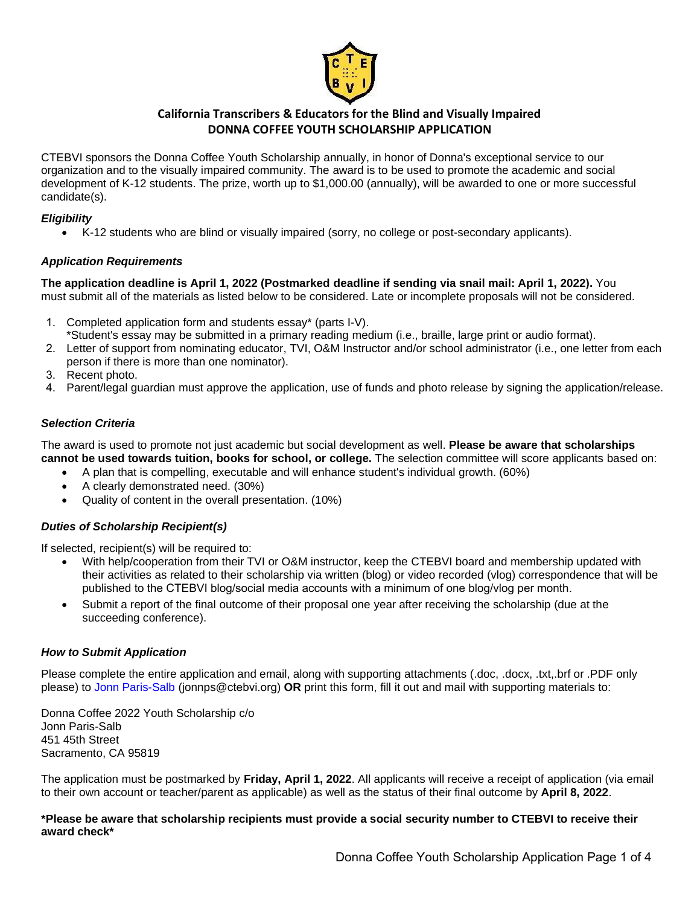# California Transcribers & Educators for the Blind and Visually Impaired

## DONNA COFFEE YOUTH SCHOLARSHIP APPLICATION

CTEBVI sponsors the Donna Coffee Youth Scholarship annually, in honor of Donna's exceptional service to our organization and to the visually impaired community. The award is to be used to promote the academic and social development of K-12 students. The prize, worth up to $1,000.00 (annually), will be awarded to one or more successful candidate(s).

### *Eligibility*

- K-12 students who are blind or visually impaired (sorry, no college or post-secondary applicants).

### *Application Requirements*

**The application deadline is April 1, 2022 (Postmarked deadline if sending via snail mail: April 1, 2022).** You must submit all of the materials as listed below to be considered. Late or incomplete proposals will not be considered.

1. Completed application form and students essay* (parts I-V).
   *Student's essay may be submitted in a primary reading medium (i.e., braille, large print or audio format).
2. Letter of support from nominating educator, TVI, O&M Instructor and/or school administrator (i.e., one letter from each person if there is more than one nominator).
3. Recent photo.
4. Parent/legal guardian must approve the application, use of funds and photo release by signing the application/release.

### *Selection Criteria*

The award is used to promote not just academic but social development as well. **Please be aware that scholarships cannot be used towards tuition, books for school, or college.** The selection committee will score applicants based on:

- A plan that is compelling, executable and will enhance student's individual growth. (60%)
- A clearly demonstrated need. (30%)
- Quality of content in the overall presentation. (10%)

### *Duties of Scholarship Recipient(s)*

If selected, recipient(s) will be required to:

- With help/cooperation from their TVI or O&M instructor, keep the CTEBVI board and membership updated with their activities as related to their scholarship via written (blog) or video recorded (vlog) correspondence that will be published to the CTEBVI blog/social media accounts with a minimum of one blog/vlog per month.
- Submit a report of the final outcome of their proposal one year after receiving the scholarship (due at the succeeding conference).

### *How to Submit Application*

Please complete the entire application and email, along with supporting attachments (.doc, .docx, .txt,.brf or .PDF only please) to Jonn Paris-Salb (jonnps@ctebvi.org) **OR** print this form, fill it out and mail with supporting materials to:

Donna Coffee 2022 Youth Scholarship c/o
Jonn Paris-Salb
451 45th Street
Sacramento, CA 95819

The application must be postmarked by **Friday, April 1, 2022**. All applicants will receive a receipt of application (via email to their own account or teacher/parent as applicable) as well as the status of their final outcome by **April 8, 2022**.

**\*Please be aware that scholarship recipients must provide a social security number to CTEBVI to receive their award check\***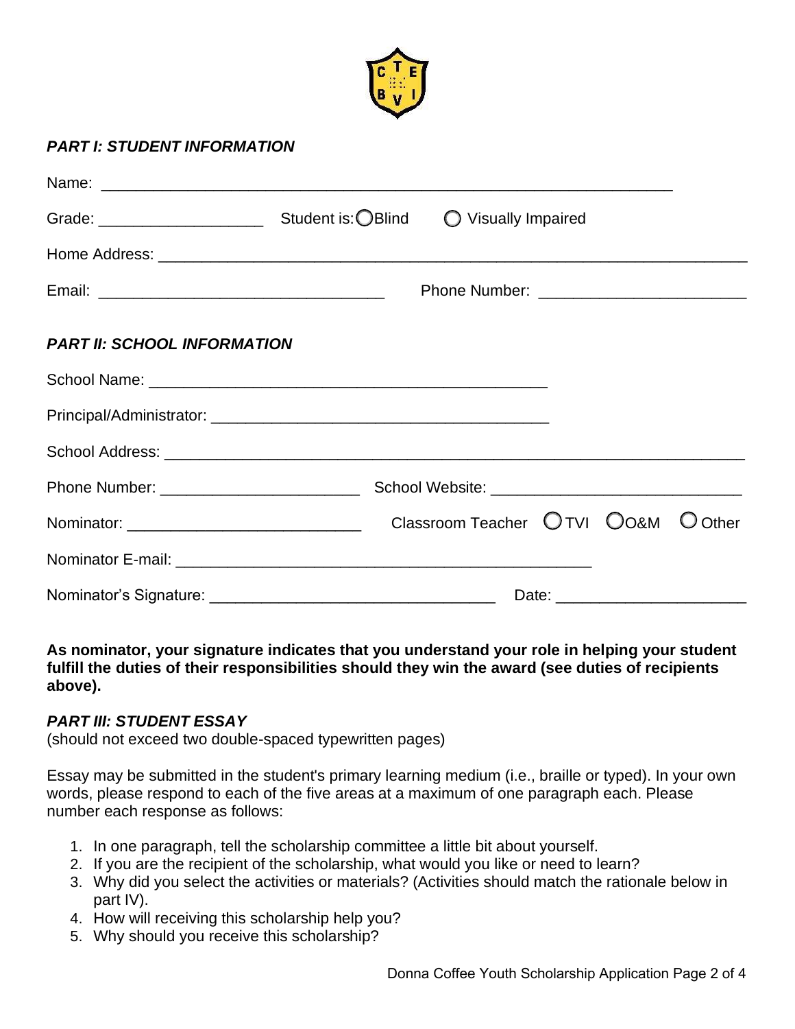### *PART I: STUDENT INFORMATION*

Name: ______________________________________________________________________

Grade: ____________________ Student is: ◯ Blind ◯ Visually Impaired

Home Address: ______________________________________________________________

Email: ________________________________ Phone Number: ________________________

### *PART II: SCHOOL INFORMATION*

School Name: ______________________________________________

Principal/Administrator: ______________________________________

School Address: ____________________________________________________________

Phone Number: ______________________ School Website: ____________________________

Nominator: __________________________ Classroom Teacher ◯ TVI ◯ O&M ◯ Other

Nominator E-mail: ______________________________________________

Nominator's Signature: ________________________________ Date: _____________________

**As nominator, your signature indicates that you understand your role in helping your student fulfill the duties of their responsibilities should they win the award (see duties of recipients above).**

### *PART III: STUDENT ESSAY*

(should not exceed two double-spaced typewritten pages)

Essay may be submitted in the student's primary learning medium (i.e., braille or typed). In your own words, please respond to each of the five areas at a maximum of one paragraph each. Please number each response as follows:

1. In one paragraph, tell the scholarship committee a little bit about yourself.
2. If you are the recipient of the scholarship, what would you like or need to learn?
3. Why did you select the activities or materials? (Activities should match the rationale below in part IV).
4. How will receiving this scholarship help you?
5. Why should you receive this scholarship?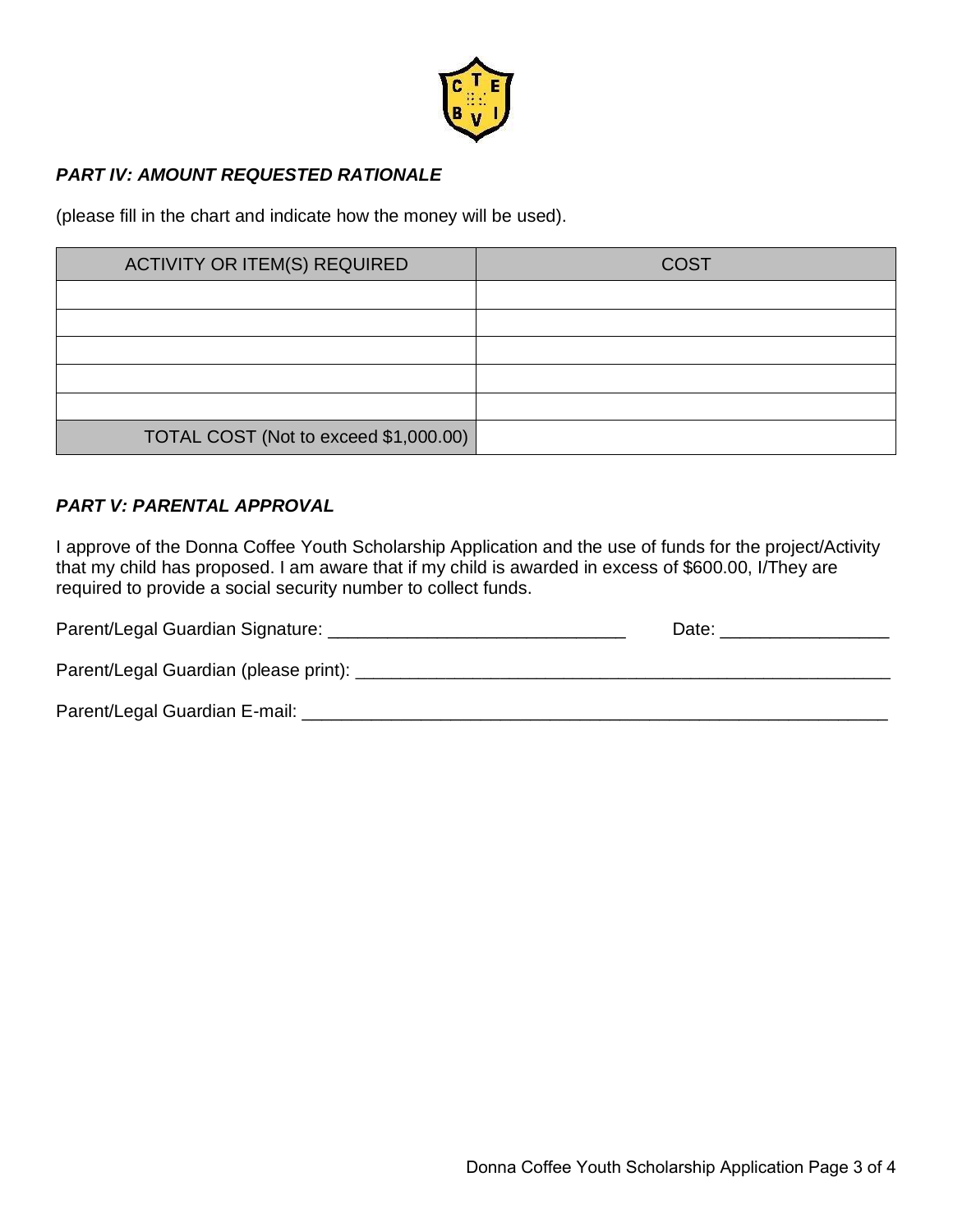### *PART IV: AMOUNT REQUESTED RATIONALE*

(please fill in the chart and indicate how the money will be used).

| ACTIVITY OR ITEM(S) REQUIRED | COST |
|---|---|
| | |
| | |
| | |
| | |
| | |
| TOTAL COST (Not to exceed $1,000.00) | |

### *PART V: PARENTAL APPROVAL*

I approve of the Donna Coffee Youth Scholarship Application and the use of funds for the project/Activity that my child has proposed. I am aware that if my child is awarded in excess of $600.00, I/They are required to provide a social security number to collect funds.

Parent/Legal Guardian Signature: ______________________________ Date: _________________

Parent/Legal Guardian (please print): _________________________________________________________

Parent/Legal Guardian E-mail: ____________________________________________________________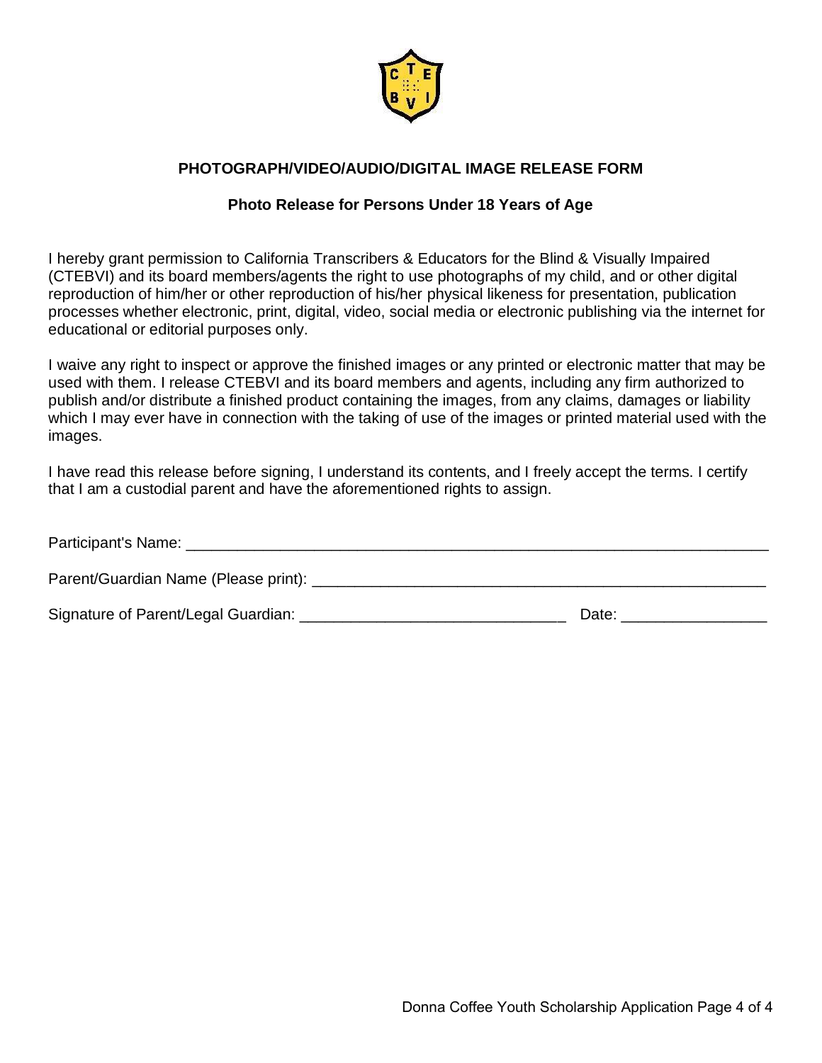## PHOTOGRAPH/VIDEO/AUDIO/DIGITAL IMAGE RELEASE FORM

### Photo Release for Persons Under 18 Years of Age

I hereby grant permission to California Transcribers & Educators for the Blind & Visually Impaired (CTEBVI) and its board members/agents the right to use photographs of my child, and or other digital reproduction of him/her or other reproduction of his/her physical likeness for presentation, publication processes whether electronic, print, digital, video, social media or electronic publishing via the internet for educational or editorial purposes only.

I waive any right to inspect or approve the finished images or any printed or electronic matter that may be used with them. I release CTEBVI and its board members and agents, including any firm authorized to publish and/or distribute a finished product containing the images, from any claims, damages or liability which I may ever have in connection with the taking of use of the images or printed material used with the images.

I have read this release before signing, I understand its contents, and I freely accept the terms. I certify that I am a custodial parent and have the aforementioned rights to assign.

Participant's Name: ____________________________________________

Parent/Guardian Name (Please print): ____________________________________________

Signature of Parent/Legal Guardian: ______________________________ Date: ________________